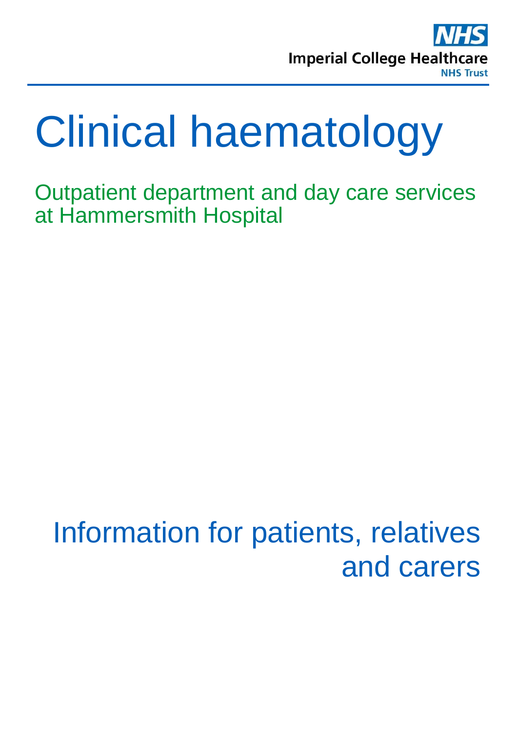Imperial College Healthcare NHS Trust

# Clinical haematology

## Outpatient department and day care services at Hammersmith Hospital

Information for patients, relatives and carers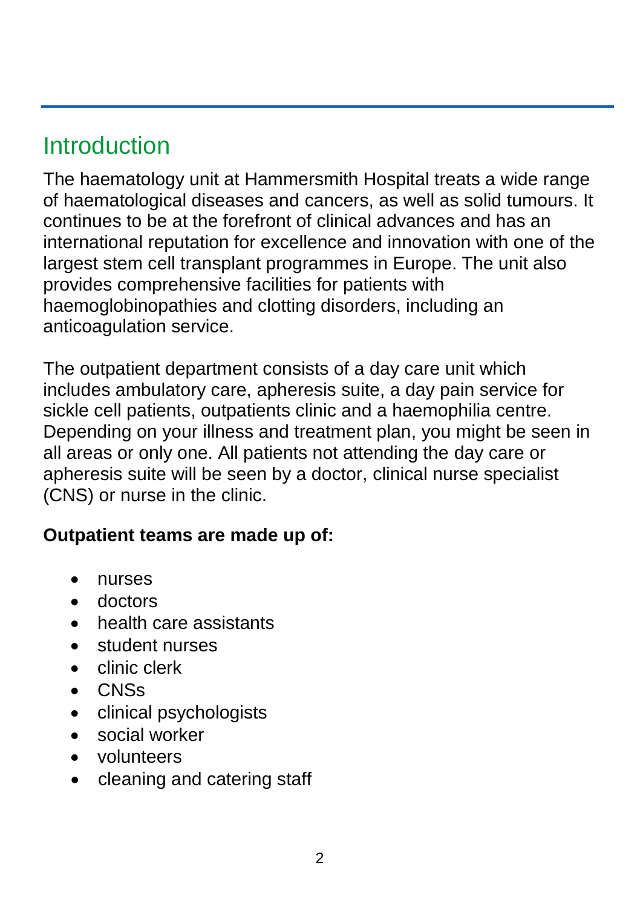## Introduction

The haematology unit at Hammersmith Hospital treats a wide range of haematological diseases and cancers, as well as solid tumours. It continues to be at the forefront of clinical advances and has an international reputation for excellence and innovation with one of the largest stem cell transplant programmes in Europe. The unit also provides comprehensive facilities for patients with haemoglobinopathies and clotting disorders, including an anticoagulation service.

The outpatient department consists of a day care unit which includes ambulatory care, apheresis suite, a day pain service for sickle cell patients, outpatients clinic and a haemophilia centre. Depending on your illness and treatment plan, you might be seen in all areas or only one. All patients not attending the day care or apheresis suite will be seen by a doctor, clinical nurse specialist (CNS) or nurse in the clinic.

**Outpatient teams are made up of:**

- nurses
- doctors
- health care assistants
- student nurses
- clinic clerk
- CNSs
- clinical psychologists
- social worker
- volunteers
- cleaning and catering staff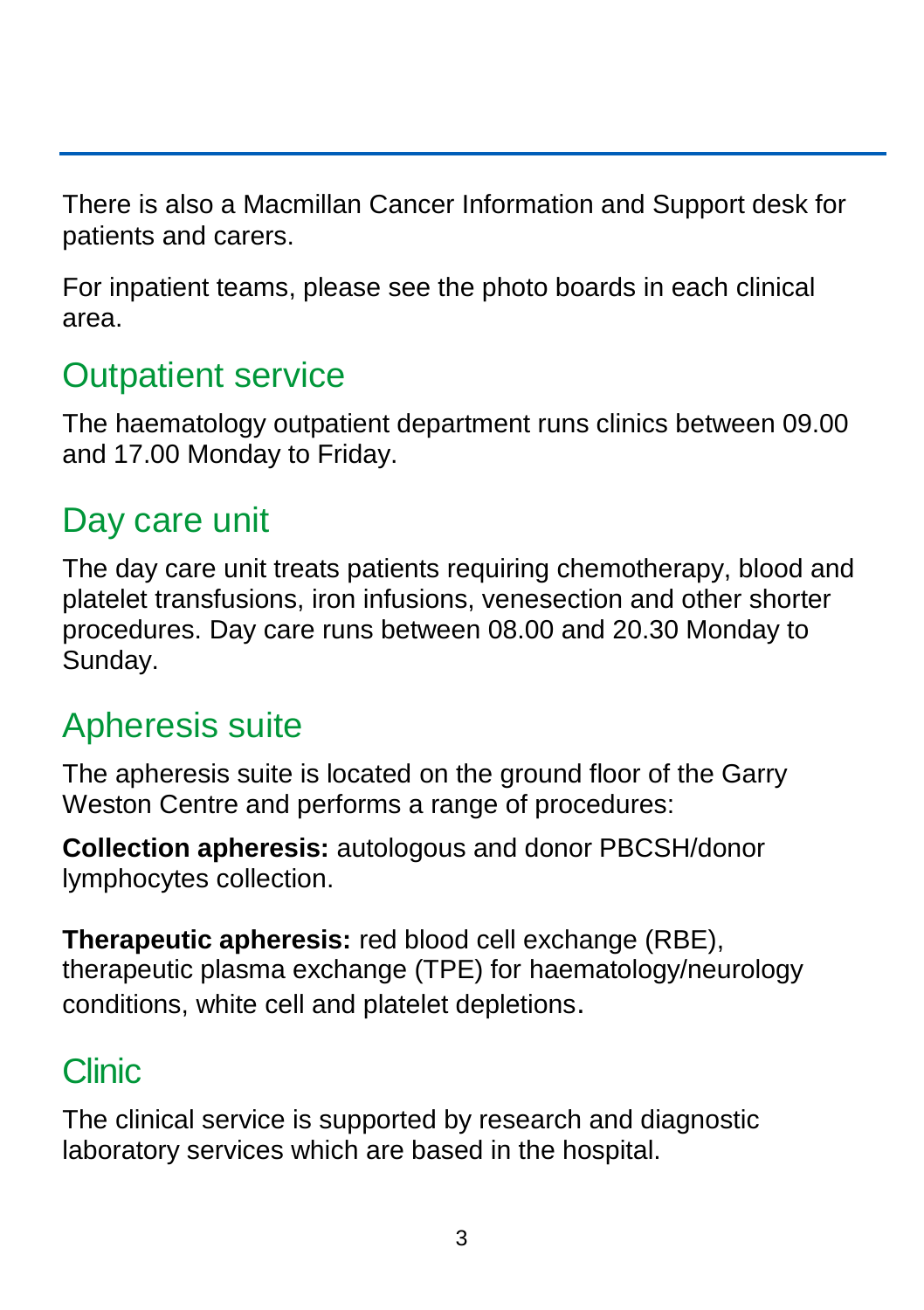There is also a Macmillan Cancer Information and Support desk for patients and carers.

For inpatient teams, please see the photo boards in each clinical area.

## Outpatient service

The haematology outpatient department runs clinics between 09.00 and 17.00 Monday to Friday.

## Day care unit

The day care unit treats patients requiring chemotherapy, blood and platelet transfusions, iron infusions, venesection and other shorter procedures. Day care runs between 08.00 and 20.30 Monday to Sunday.

## Apheresis suite

The apheresis suite is located on the ground floor of the Garry Weston Centre and performs a range of procedures:

**Collection apheresis:** autologous and donor PBCSH/donor lymphocytes collection.

**Therapeutic apheresis:** red blood cell exchange (RBE), therapeutic plasma exchange (TPE) for haematology/neurology conditions, white cell and platelet depletions.

## Clinic

The clinical service is supported by research and diagnostic laboratory services which are based in the hospital.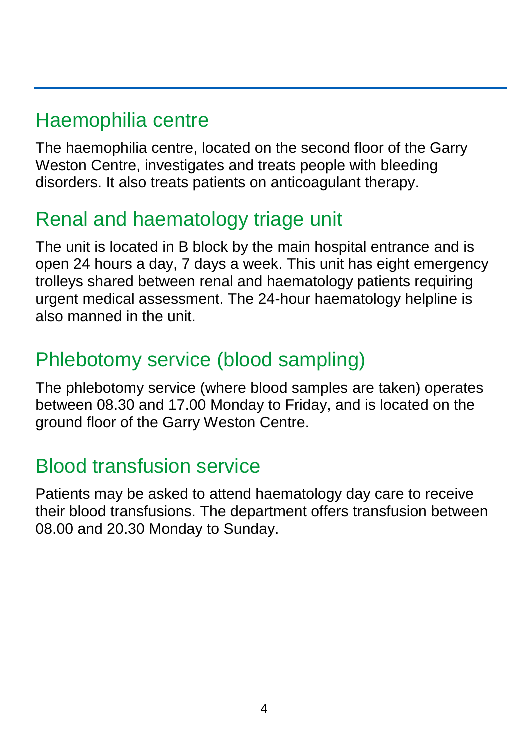## Haemophilia centre

The haemophilia centre, located on the second floor of the Garry Weston Centre, investigates and treats people with bleeding disorders. It also treats patients on anticoagulant therapy.

## Renal and haematology triage unit

The unit is located in B block by the main hospital entrance and is open 24 hours a day, 7 days a week. This unit has eight emergency trolleys shared between renal and haematology patients requiring urgent medical assessment. The 24-hour haematology helpline is also manned in the unit.

## Phlebotomy service (blood sampling)

The phlebotomy service (where blood samples are taken) operates between 08.30 and 17.00 Monday to Friday, and is located on the ground floor of the Garry Weston Centre.

## Blood transfusion service

Patients may be asked to attend haematology day care to receive their blood transfusions. The department offers transfusion between 08.00 and 20.30 Monday to Sunday.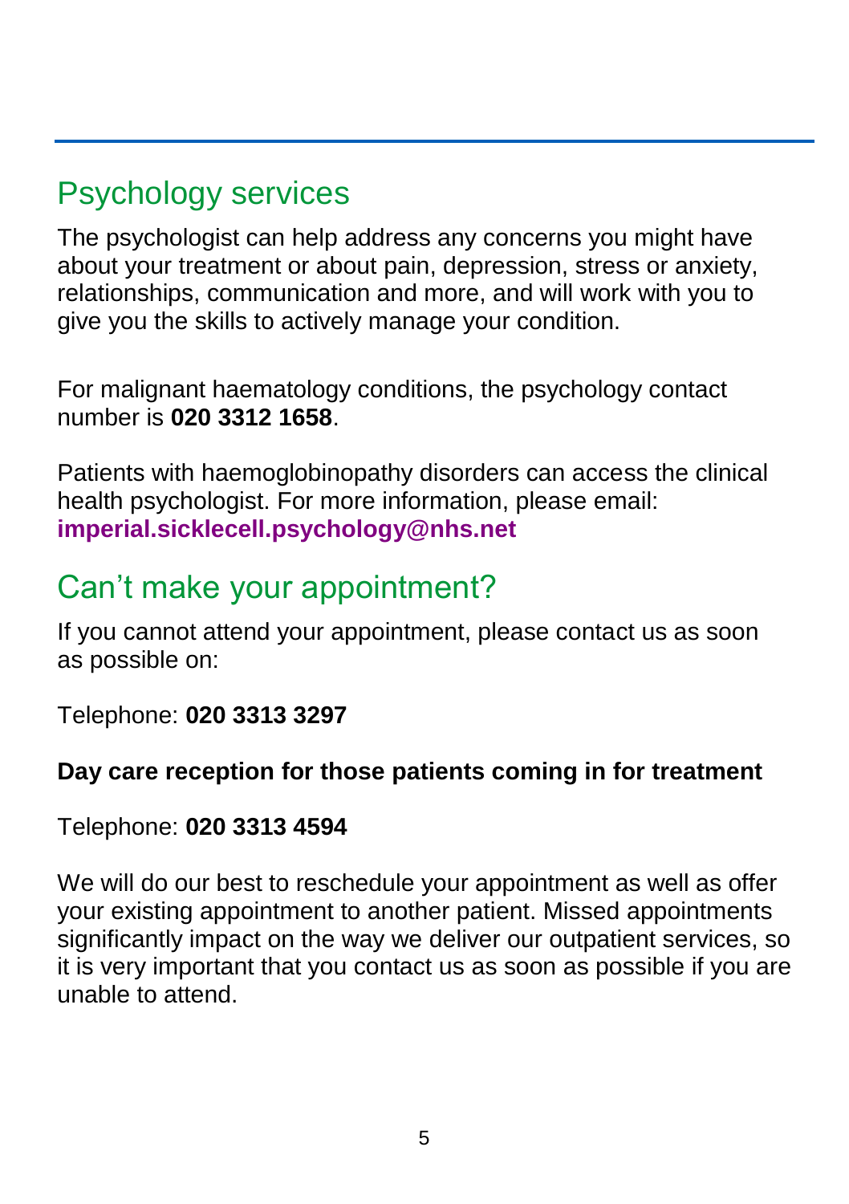## Psychology services

The psychologist can help address any concerns you might have about your treatment or about pain, depression, stress or anxiety, relationships, communication and more, and will work with you to give you the skills to actively manage your condition.

For malignant haematology conditions, the psychology contact number is **020 3312 1658**.

Patients with haemoglobinopathy disorders can access the clinical health psychologist. For more information, please email: **imperial.sicklecell.psychology@nhs.net**

## Can't make your appointment?

If you cannot attend your appointment, please contact us as soon as possible on:

Telephone: **020 3313 3297**

**Day care reception for those patients coming in for treatment**

Telephone: **020 3313 4594**

We will do our best to reschedule your appointment as well as offer your existing appointment to another patient. Missed appointments significantly impact on the way we deliver our outpatient services, so it is very important that you contact us as soon as possible if you are unable to attend.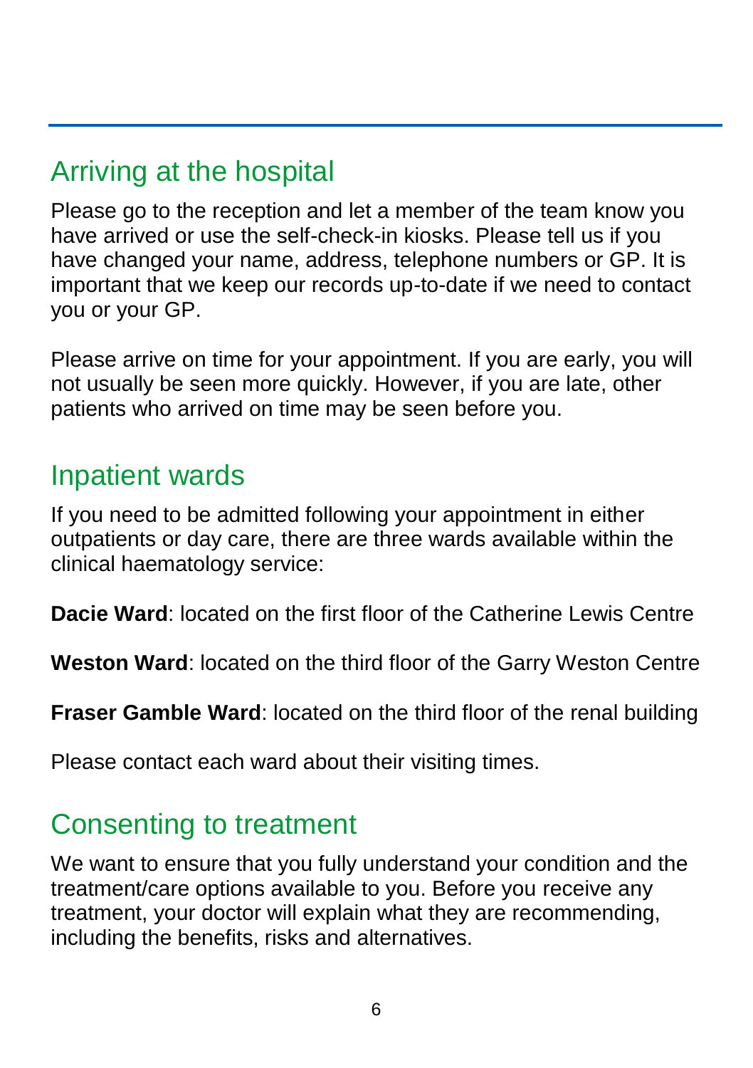## Arriving at the hospital

Please go to the reception and let a member of the team know you have arrived or use the self-check-in kiosks. Please tell us if you have changed your name, address, telephone numbers or GP. It is important that we keep our records up-to-date if we need to contact you or your GP.

Please arrive on time for your appointment. If you are early, you will not usually be seen more quickly. However, if you are late, other patients who arrived on time may be seen before you.

## Inpatient wards

If you need to be admitted following your appointment in either outpatients or day care, there are three wards available within the clinical haematology service:

**Dacie Ward**: located on the first floor of the Catherine Lewis Centre

**Weston Ward**: located on the third floor of the Garry Weston Centre

**Fraser Gamble Ward**: located on the third floor of the renal building

Please contact each ward about their visiting times.

## Consenting to treatment

We want to ensure that you fully understand your condition and the treatment/care options available to you. Before you receive any treatment, your doctor will explain what they are recommending, including the benefits, risks and alternatives.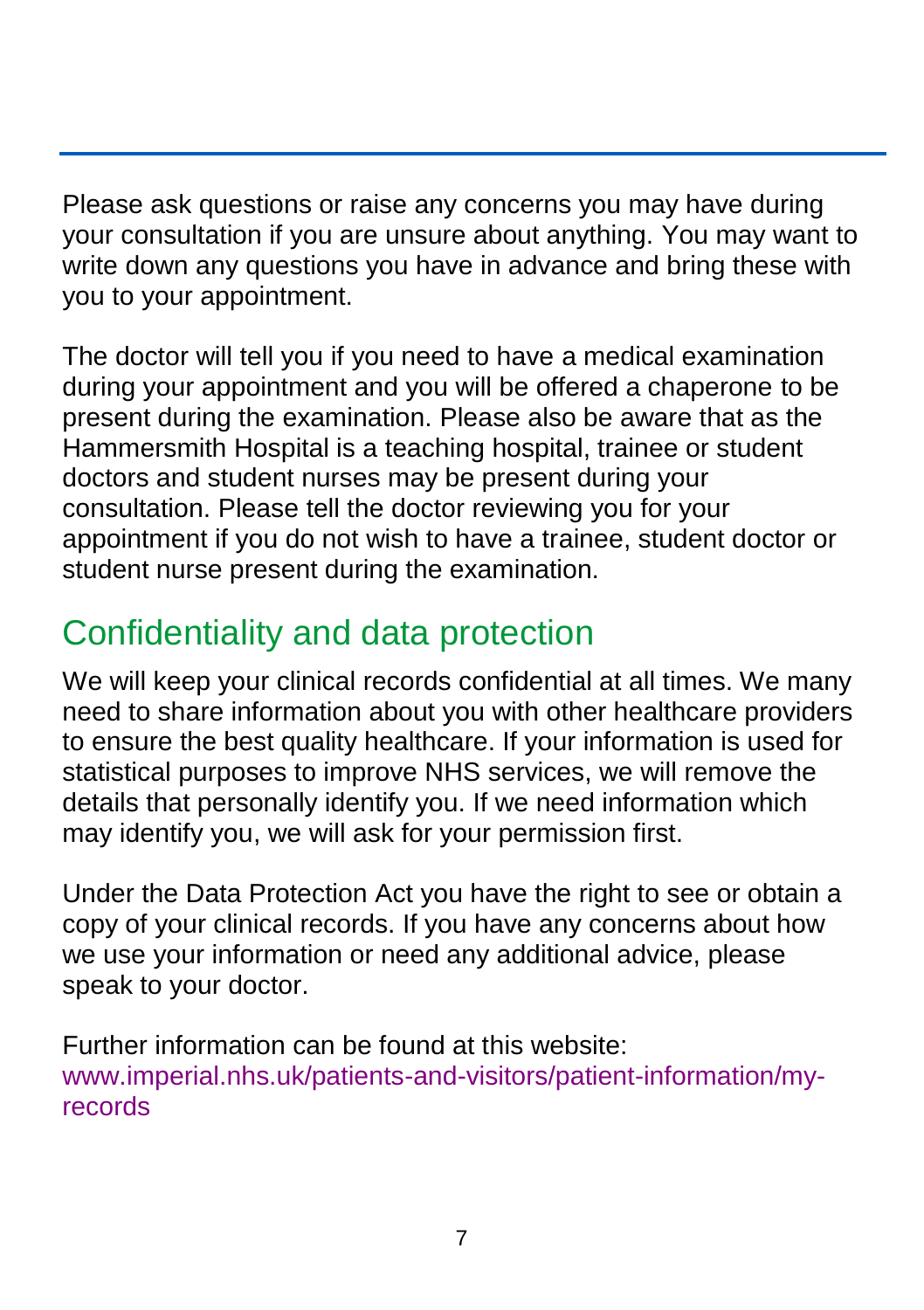Please ask questions or raise any concerns you may have during your consultation if you are unsure about anything. You may want to write down any questions you have in advance and bring these with you to your appointment.

The doctor will tell you if you need to have a medical examination during your appointment and you will be offered a chaperone to be present during the examination. Please also be aware that as the Hammersmith Hospital is a teaching hospital, trainee or student doctors and student nurses may be present during your consultation. Please tell the doctor reviewing you for your appointment if you do not wish to have a trainee, student doctor or student nurse present during the examination.

## Confidentiality and data protection

We will keep your clinical records confidential at all times. We many need to share information about you with other healthcare providers to ensure the best quality healthcare. If your information is used for statistical purposes to improve NHS services, we will remove the details that personally identify you. If we need information which may identify you, we will ask for your permission first.

Under the Data Protection Act you have the right to see or obtain a copy of your clinical records. If you have any concerns about how we use your information or need any additional advice, please speak to your doctor.

Further information can be found at this website: www.imperial.nhs.uk/patients-and-visitors/patient-information/my-records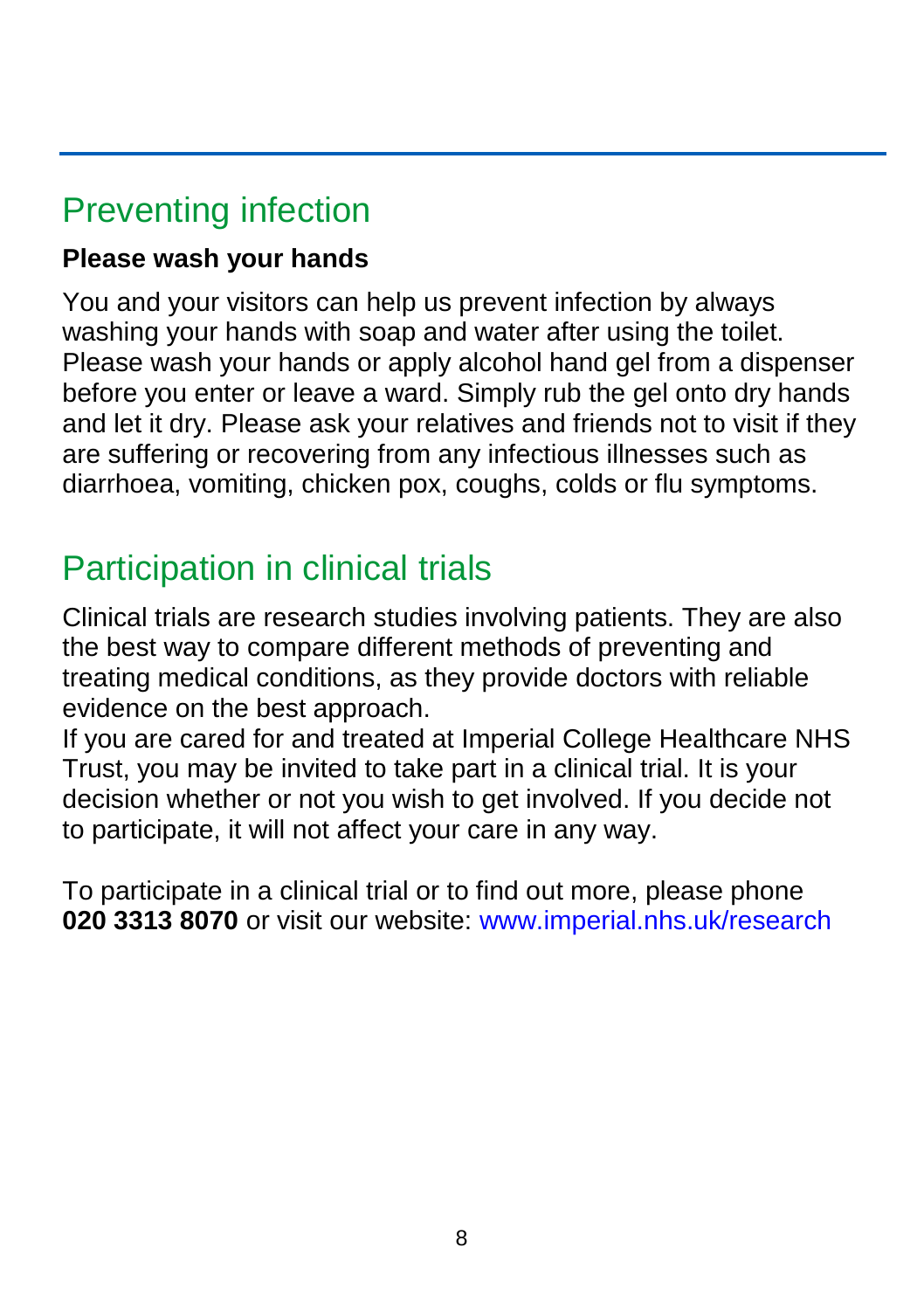## Preventing infection

**Please wash your hands**

You and your visitors can help us prevent infection by always washing your hands with soap and water after using the toilet. Please wash your hands or apply alcohol hand gel from a dispenser before you enter or leave a ward. Simply rub the gel onto dry hands and let it dry. Please ask your relatives and friends not to visit if they are suffering or recovering from any infectious illnesses such as diarrhoea, vomiting, chicken pox, coughs, colds or flu symptoms.

## Participation in clinical trials

Clinical trials are research studies involving patients. They are also the best way to compare different methods of preventing and treating medical conditions, as they provide doctors with reliable evidence on the best approach.
If you are cared for and treated at Imperial College Healthcare NHS Trust, you may be invited to take part in a clinical trial. It is your decision whether or not you wish to get involved. If you decide not to participate, it will not affect your care in any way.

To participate in a clinical trial or to find out more, please phone **020 3313 8070** or visit our website: www.imperial.nhs.uk/research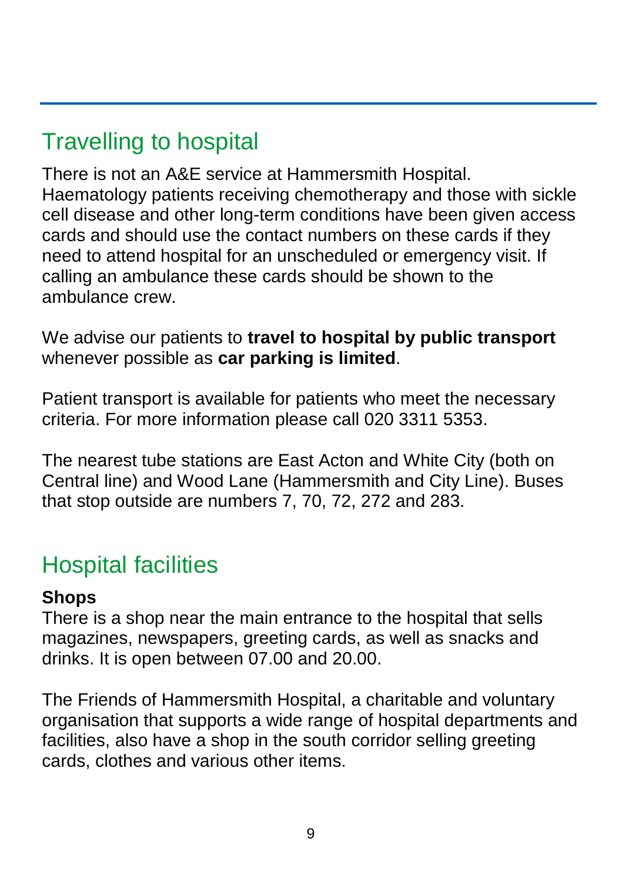## Travelling to hospital

There is not an A&E service at Hammersmith Hospital. Haematology patients receiving chemotherapy and those with sickle cell disease and other long-term conditions have been given access cards and should use the contact numbers on these cards if they need to attend hospital for an unscheduled or emergency visit. If calling an ambulance these cards should be shown to the ambulance crew.

We advise our patients to **travel to hospital by public transport** whenever possible as **car parking is limited**.

Patient transport is available for patients who meet the necessary criteria. For more information please call 020 3311 5353.

The nearest tube stations are East Acton and White City (both on Central line) and Wood Lane (Hammersmith and City Line). Buses that stop outside are numbers 7, 70, 72, 272 and 283.

## Hospital facilities

**Shops**

There is a shop near the main entrance to the hospital that sells magazines, newspapers, greeting cards, as well as snacks and drinks. It is open between 07.00 and 20.00.

The Friends of Hammersmith Hospital, a charitable and voluntary organisation that supports a wide range of hospital departments and facilities, also have a shop in the south corridor selling greeting cards, clothes and various other items.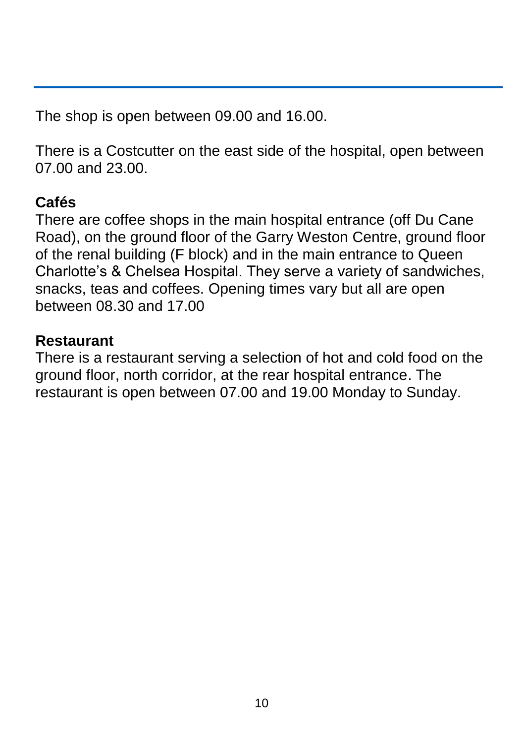The shop is open between 09.00 and 16.00.

There is a Costcutter on the east side of the hospital, open between 07.00 and 23.00.

**Cafés**

There are coffee shops in the main hospital entrance (off Du Cane Road), on the ground floor of the Garry Weston Centre, ground floor of the renal building (F block) and in the main entrance to Queen Charlotte's & Chelsea Hospital. They serve a variety of sandwiches, snacks, teas and coffees. Opening times vary but all are open between 08.30 and 17.00

**Restaurant**

There is a restaurant serving a selection of hot and cold food on the ground floor, north corridor, at the rear hospital entrance. The restaurant is open between 07.00 and 19.00 Monday to Sunday.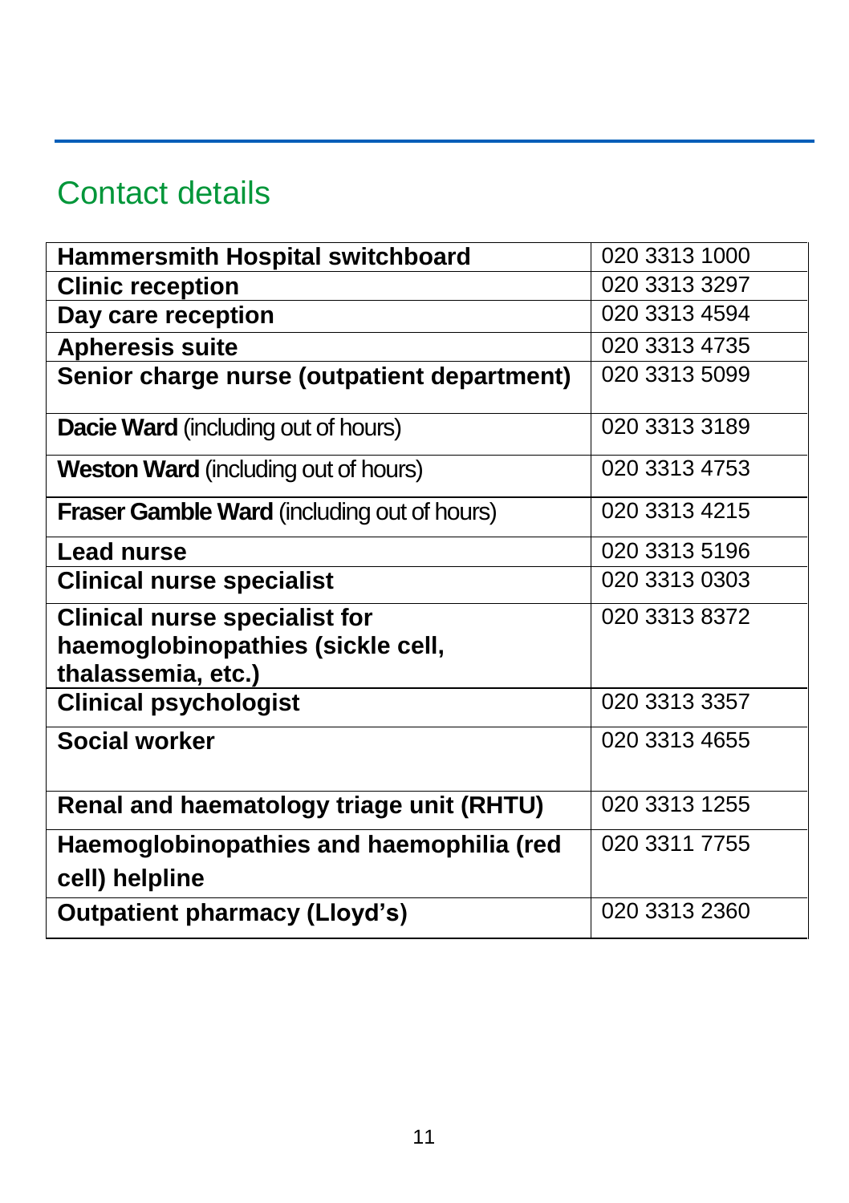## Contact details

| | |
|---|---|
| **Hammersmith Hospital switchboard** | 020 3313 1000 |
| **Clinic reception** | 020 3313 3297 |
| **Day care reception** | 020 3313 4594 |
| **Apheresis suite** | 020 3313 4735 |
| **Senior charge nurse (outpatient department)** | 020 3313 5099 |
| **Dacie Ward** (including out of hours) | 020 3313 3189 |
| **Weston Ward** (including out of hours) | 020 3313 4753 |
| **Fraser Gamble Ward** (including out of hours) | 020 3313 4215 |
| **Lead nurse** | 020 3313 5196 |
| **Clinical nurse specialist** | 020 3313 0303 |
| **Clinical nurse specialist for haemoglobinopathies (sickle cell, thalassemia, etc.)** | 020 3313 8372 |
| **Clinical psychologist** | 020 3313 3357 |
| **Social worker** | 020 3313 4655 |
| **Renal and haematology triage unit (RHTU)** | 020 3313 1255 |
| **Haemoglobinopathies and haemophilia (red cell) helpline** | 020 3311 7755 |
| **Outpatient pharmacy (Lloyd's)** | 020 3313 2360 |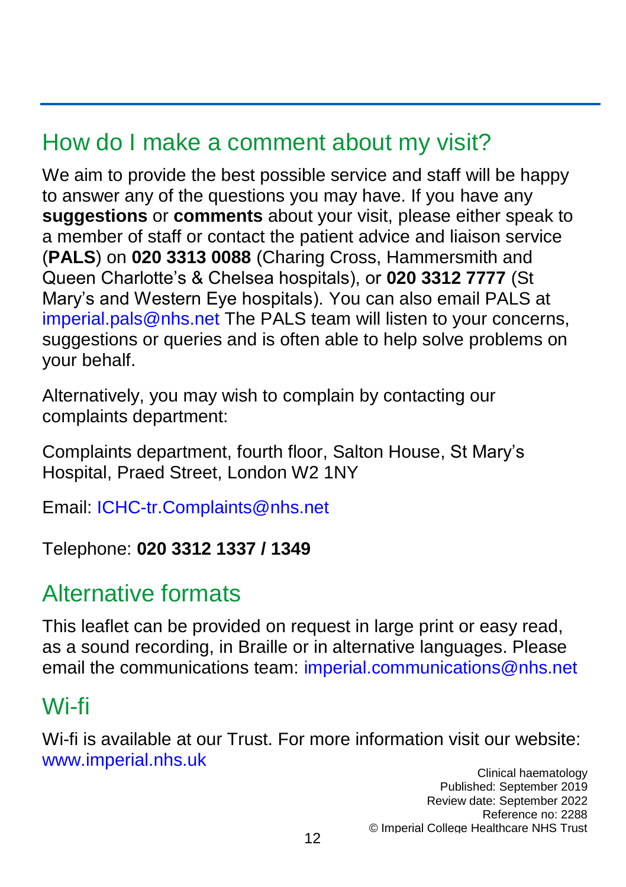## How do I make a comment about my visit?

We aim to provide the best possible service and staff will be happy to answer any of the questions you may have. If you have any **suggestions** or **comments** about your visit, please either speak to a member of staff or contact the patient advice and liaison service (**PALS**) on **020 3313 0088** (Charing Cross, Hammersmith and Queen Charlotte's & Chelsea hospitals), or **020 3312 7777** (St Mary's and Western Eye hospitals). You can also email PALS at imperial.pals@nhs.net The PALS team will listen to your concerns, suggestions or queries and is often able to help solve problems on your behalf.

Alternatively, you may wish to complain by contacting our complaints department:

Complaints department, fourth floor, Salton House, St Mary's Hospital, Praed Street, London W2 1NY

Email: ICHC-tr.Complaints@nhs.net

Telephone: **020 3312 1337 / 1349**

## Alternative formats

This leaflet can be provided on request in large print or easy read, as a sound recording, in Braille or in alternative languages. Please email the communications team: imperial.communications@nhs.net

## Wi-fi

Wi-fi is available at our Trust. For more information visit our website: www.imperial.nhs.uk

Clinical haematology
Published: September 2019
Review date: September 2022
Reference no: 2288
© Imperial College Healthcare NHS Trust